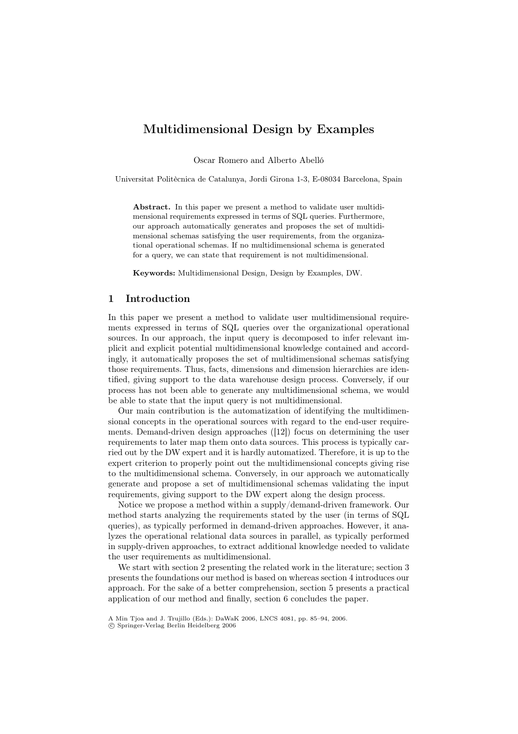# Multidimensional Design by Examples

Oscar Romero and Alberto Abelló

Universitat Politècnica de Catalunya, Jordi Girona 1-3, E-08034 Barcelona, Spain

**Abstract.** In this paper we present a method to validate user multidimensional requirements expressed in terms of SQL queries. Furthermore, our approach automatically generates and proposes the set of multidimensional schemas satisfying the user requirements, from the organizational operational schemas. If no multidimensional schema is generated for a query, we can state that requirement is not multidimensional.

**Keywords:** Multidimensional Design, Design by Examples, DW.

## 1 Introduction

In this paper we present a method to validate user multidimensional requirements expressed in terms of SQL queries over the organizational operational sources. In our approach, the input query is decomposed to infer relevant implicit and explicit potential multidimensional knowledge contained and accordingly, it automatically proposes the set of multidimensional schemas satisfying those requirements. Thus, facts, dimensions and dimension hierarchies are identified, giving support to the data warehouse design process. Conversely, if our process has not been able to generate any multidimensional schema, we would be able to state that the input query is not multidimensional.

Our main contribution is the automatization of identifying the multidimensional concepts in the operational sources with regard to the end-user requirements. Demand-driven design approaches ([12]) focus on determining the user requirements to later map them onto data sources. This process is typically carried out by the DW expert and it is hardly automatized. Therefore, it is up to the expert criterion to properly point out the multidimensional concepts giving rise to the multidimensional schema. Conversely, in our approach we automatically generate and propose a set of multidimensional schemas validating the input requirements, giving support to the DW expert along the design process.

Notice we propose a method within a supply/demand-driven framework. Our method starts analyzing the requirements stated by the user (in terms of SQL queries), as typically performed in demand-driven approaches. However, it analyzes the operational relational data sources in parallel, as typically performed in supply-driven approaches, to extract additional knowledge needed to validate the user requirements as multidimensional.

We start with section 2 presenting the related work in the literature; section 3 presents the foundations our method is based on whereas section 4 introduces our approach. For the sake of a better comprehension, section 5 presents a practical application of our method and finally, section 6 concludes the paper.

A Min Tjoa and J. Trujillo (Eds.): DaWaK 2006, LNCS 4081, pp. 85–94, 2006.
© Springer-Verlag Berlin Heidelberg 2006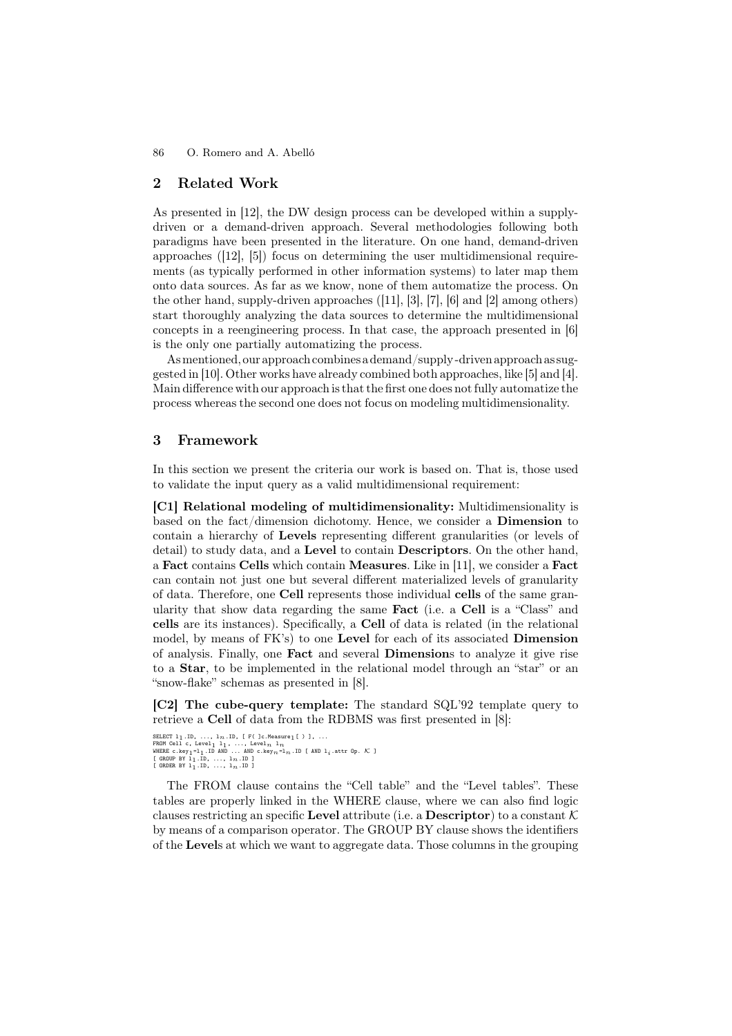## 2 Related Work

As presented in [12], the DW design process can be developed within a supply-driven or a demand-driven approach. Several methodologies following both paradigms have been presented in the literature. On one hand, demand-driven approaches ([12], [5]) focus on determining the user multidimensional requirements (as typically performed in other information systems) to later map them onto data sources. As far as we know, none of them automatize the process. On the other hand, supply-driven approaches ([11], [3], [7], [6] and [2] among others) start thoroughly analyzing the data sources to determine the multidimensional concepts in a reengineering process. In that case, the approach presented in [6] is the only one partially automatizing the process.

As mentioned, our approach combines a demand/supply-driven approach as suggested in [10]. Other works have already combined both approaches, like [5] and [4]. Main difference with our approach is that the first one does not fully automatize the process whereas the second one does not focus on modeling multidimensionality.

## 3 Framework

In this section we present the criteria our work is based on. That is, those used to validate the input query as a valid multidimensional requirement:

**[C1] Relational modeling of multidimensionality:** Multidimensionality is based on the fact/dimension dichotomy. Hence, we consider a **Dimension** to contain a hierarchy of **Levels** representing different granularities (or levels of detail) to study data, and a **Level** to contain **Descriptors**. On the other hand, a **Fact** contains **Cells** which contain **Measures**. Like in [11], we consider a **Fact** can contain not just one but several different materialized levels of granularity of data. Therefore, one **Cell** represents those individual **cells** of the same granularity that show data regarding the same **Fact** (i.e. a **Cell** is a "Class" and **cells** are its instances). Specifically, a **Cell** of data is related (in the relational model, by means of FK's) to one **Level** for each of its associated **Dimension** of analysis. Finally, one **Fact** and several **Dimension**s to analyze it give rise to a **Star**, to be implemented in the relational model through an "star" or an "snow-flake" schemas as presented in [8].

**[C2] The cube-query template:** The standard SQL'92 template query to retrieve a **Cell** of data from the RDBMS was first presented in [8]:

```
SELECT l1.ID, ..., ln.ID, [ F( ]c.Measure1[ ) ], ...
FROM Cell c, Level1 l1, ..., Leveln ln
WHERE c.key1=l1.ID AND ... AND c.keyn=ln.ID [ AND li.attr Op. K ]
[ GROUP BY l1.ID, ..., ln.ID ]
[ ORDER BY l1.ID, ..., ln.ID ]
```

The FROM clause contains the "Cell table" and the "Level tables". These tables are properly linked in the WHERE clause, where we can also find logic clauses restricting an specific **Level** attribute (i.e. a **Descriptor**) to a constant $\mathcal{K}$ by means of a comparison operator. The GROUP BY clause shows the identifiers of the **Level**s at which we want to aggregate data. Those columns in the grouping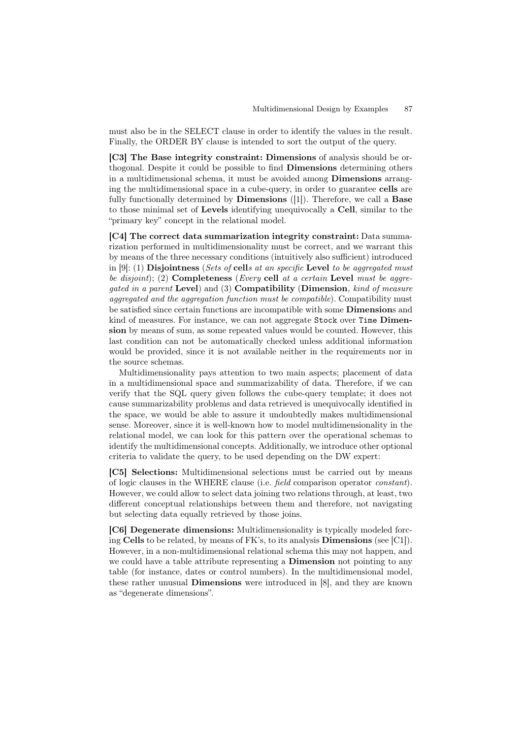must also be in the SELECT clause in order to identify the values in the result. Finally, the ORDER BY clause is intended to sort the output of the query.

**[C3] The Base integrity constraint: Dimensions** of analysis should be orthogonal. Despite it could be possible to find **Dimensions** determining others in a multidimensional schema, it must be avoided among **Dimensions** arranging the multidimensional space in a cube-query, in order to guarantee **cells** are fully functionally determined by **Dimensions** ([1]). Therefore, we call a **Base** to those minimal set of **Levels** identifying unequivocally a **Cell**, similar to the "primary key" concept in the relational model.

**[C4] The correct data summarization integrity constraint:** Data summarization performed in multidimensionality must be correct, and we warrant this by means of the three necessary conditions (intuitively also sufficient) introduced in [9]: (1) **Disjointness** (*Sets of* **cell***s at an specific* **Level** *to be aggregated must be disjoint*); (2) **Completeness** (*Every* **cell** *at a certain* **Level** *must be aggregated in a parent* **Level**) and (3) **Compatibility** (**Dimension***, kind of measure aggregated and the aggregation function must be compatible*). Compatibility must be satisfied since certain functions are incompatible with some **Dimension**s and kind of measures. For instance, we can not aggregate `Stock` over `Time` **Dimension** by means of sum, as some repeated values would be counted. However, this last condition can not be automatically checked unless additional information would be provided, since it is not available neither in the requirements nor in the source schemas.

Multidimensionality pays attention to two main aspects; placement of data in a multidimensional space and summarizability of data. Therefore, if we can verify that the SQL query given follows the cube-query template; it does not cause summarizability problems and data retrieved is unequivocally identified in the space, we would be able to assure it undoubtedly makes multidimensional sense. Moreover, since it is well-known how to model multidimensionality in the relational model, we can look for this pattern over the operational schemas to identify the multidimensional concepts. Additionally, we introduce other optional criteria to validate the query, to be used depending on the DW expert:

**[C5] Selections:** Multidimensional selections must be carried out by means of logic clauses in the WHERE clause (i.e. *field* comparison operator *constant*). However, we could allow to select data joining two relations through, at least, two different conceptual relationships between them and therefore, not navigating but selecting data equally retrieved by those joins.

**[C6] Degenerate dimensions:** Multidimensionality is typically modeled forcing **Cells** to be related, by means of FK's, to its analysis **Dimensions** (see [C1]). However, in a non-multidimensional relational schema this may not happen, and we could have a table attribute representing a **Dimension** not pointing to any table (for instance, dates or control numbers). In the multidimensional model, these rather unusual **Dimensions** were introduced in [8], and they are known as "degenerate dimensions".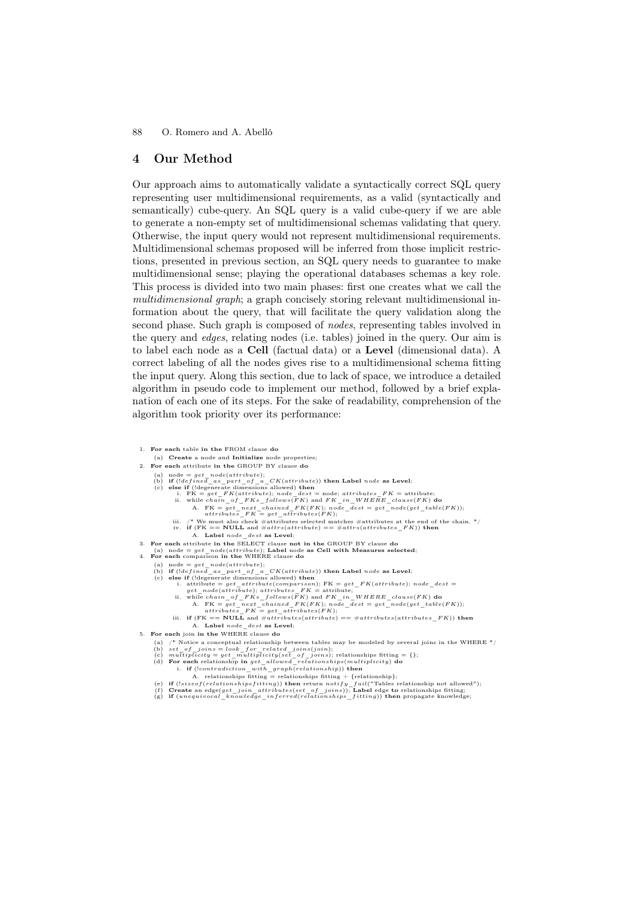## 4 Our Method

Our approach aims to automatically validate a syntactically correct SQL query representing user multidimensional requirements, as a valid (syntactically and semantically) cube-query. An SQL query is a valid cube-query if we are able to generate a non-empty set of multidimensional schemas validating that query. Otherwise, the input query would not represent multidimensional requirements. Multidimensional schemas proposed will be inferred from those implicit restrictions, presented in previous section, an SQL query needs to guarantee to make multidimensional sense; playing the operational databases schemas a key role. This process is divided into two main phases: first one creates what we call the *multidimensional graph*; a graph concisely storing relevant multidimensional information about the query, that will facilitate the query validation along the second phase. Such graph is composed of *nodes*, representing tables involved in the query and *edges*, relating nodes (i.e. tables) joined in the query. Our aim is to label each node as a **Cell** (factual data) or a **Level** (dimensional data). A correct labeling of all the nodes gives rise to a multidimensional schema fitting the input query. Along this section, due to lack of space, we introduce a detailed algorithm in pseudo code to implement our method, followed by a brief explanation of each one of its steps. For the sake of readability, comprehension of the algorithm took priority over its performance:

```
1. For each table in the FROM clause do
   (a) Create a node and Initialize node properties;
2. For each attribute in the GROUP BY clause do
   (a) node = get_node(attribute);
   (b) if (!defined_as_part_of_a_CK(attribute)) then Label node as Level;
   (c) else if (!degenerate dimensions allowed) then
       i. FK = get_FK(attribute); node_dest = node; attributes_FK = attribute;
       ii. while chain_of_FKs_follows(FK) and FK_in_WHERE_clause(FK) do
           A. FK = get_next_chained_FK(FK); node_dest = get_node(get_table(FK));
              attributes_FK = get_attributes(FK);
       iii. /* We must also check #attributes selected matches #attributes at the end of the chain. */
       iv. if (FK == NULL and #attrs(attribute) == #attrs(attributes_FK)) then
           A. Label node_dest as Level;
3. For each attribute in the SELECT clause not in the GROUP BY clause do
   (a) node = get_node(attribute); Label node as Cell with Measures selected;
4. For each comparison in the WHERE clause do
   (a) node = get_node(attribute);
   (b) if (!defined_as_part_of_a_CK(attribute)) then Label node as Level;
   (c) else if (!degenerate dimensions allowed) then
       i. attribute = get_attribute(comparison); FK = get_FK(attribute); node_dest =
          get_node(attribute); attributes_FK = attribute;
       ii. while chain_of_FKs_follows(FK) and FK_in_WHERE_clause(FK) do
           A. FK = get_next_chained_FK(FK); node_dest = get_node(get_table(FK));
              attributes_FK = get_attributes(FK);
       iii. if (FK == NULL and #attributes(attribute) == #attributes(attributes_FK)) then
           A. Label node_dest as Level;
5. For each join in the WHERE clause do
   (a) /* Notice a conceptual relationship between tables may be modeled by several joins in the WHERE */
   (b) set_of_joins = look_for_related_joins(join);
   (c) multiplicity = get_multiplicity(set_of_joins); relationships fitting = {};
   (d) For each relationship in get_allowed_relationships(multiplicity) do
       i. if (!contradiction_with_graph(relationship)) then
           A. relationships fitting = relationships fitting + {relationship};
   (e) if (!sizeof(relationshipsfitting)) then return notify_fail("Tables relationship not allowed");
   (f) Create an edge(get_join_attributes(set_of_joins)); Label edge to relationships fitting;
   (g) if (unequivocal_knowledge_inferred(relationships_fitting)) then propagate knowledge;
```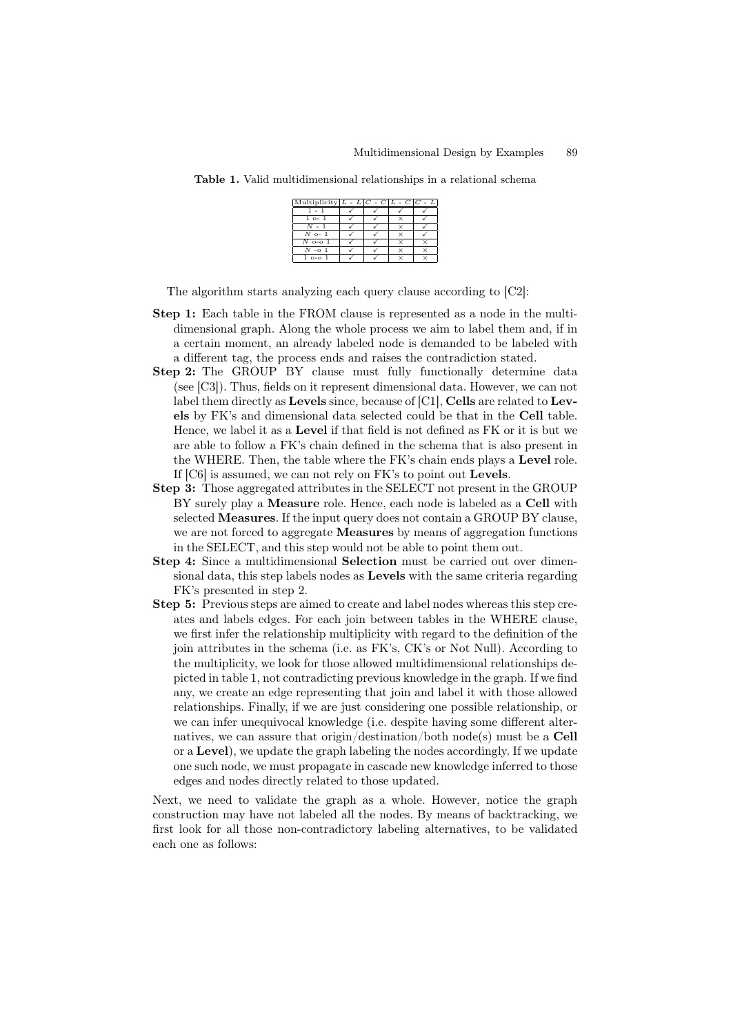**Table 1.** Valid multidimensional relationships in a relational schema

| Multiplicity | $L$ - $L$ | $C$ - $C$ | $L$ - $C$ | $C$ - $L$ |
|---|---|---|---|---|
| 1 - 1 | ✓ | ✓ | ✓ | ✓ |
| 1 o- 1 | ✓ | ✓ | × | ✓ |
| $N$ - 1 | ✓ | ✓ | × | ✓ |
| $N$ o- 1 | ✓ | ✓ | × | ✓ |
| $N$ o-o 1 | ✓ | ✓ | × | × |
| $N$ -o 1 | ✓ | ✓ | × | × |
| 1 o-o 1 | ✓ | ✓ | × | × |

The algorithm starts analyzing each query clause according to [C2]:

- **Step 1:** Each table in the FROM clause is represented as a node in the multidimensional graph. Along the whole process we aim to label them and, if in a certain moment, an already labeled node is demanded to be labeled with a different tag, the process ends and raises the contradiction stated.
- **Step 2:** The GROUP BY clause must fully functionally determine data (see [C3]). Thus, fields on it represent dimensional data. However, we can not label them directly as **Levels** since, because of [C1], **Cells** are related to **Levels** by FK's and dimensional data selected could be that in the **Cell** table. Hence, we label it as a **Level** if that field is not defined as FK or it is but we are able to follow a FK's chain defined in the schema that is also present in the WHERE. Then, the table where the FK's chain ends plays a **Level** role. If [C6] is assumed, we can not rely on FK's to point out **Levels**.
- **Step 3:** Those aggregated attributes in the SELECT not present in the GROUP BY surely play a **Measure** role. Hence, each node is labeled as a **Cell** with selected **Measures**. If the input query does not contain a GROUP BY clause, we are not forced to aggregate **Measures** by means of aggregation functions in the SELECT, and this step would not be able to point them out.
- **Step 4:** Since a multidimensional **Selection** must be carried out over dimensional data, this step labels nodes as **Levels** with the same criteria regarding FK's presented in step 2.
- **Step 5:** Previous steps are aimed to create and label nodes whereas this step creates and labels edges. For each join between tables in the WHERE clause, we first infer the relationship multiplicity with regard to the definition of the join attributes in the schema (i.e. as FK's, CK's or Not Null). According to the multiplicity, we look for those allowed multidimensional relationships depicted in table 1, not contradicting previous knowledge in the graph. If we find any, we create an edge representing that join and label it with those allowed relationships. Finally, if we are just considering one possible relationship, or we can infer unequivocal knowledge (i.e. despite having some different alternatives, we can assure that origin/destination/both node(s) must be a **Cell** or a **Level**), we update the graph labeling the nodes accordingly. If we update one such node, we must propagate in cascade new knowledge inferred to those edges and nodes directly related to those updated.

Next, we need to validate the graph as a whole. However, notice the graph construction may have not labeled all the nodes. By means of backtracking, we first look for all those non-contradictory labeling alternatives, to be validated each one as follows: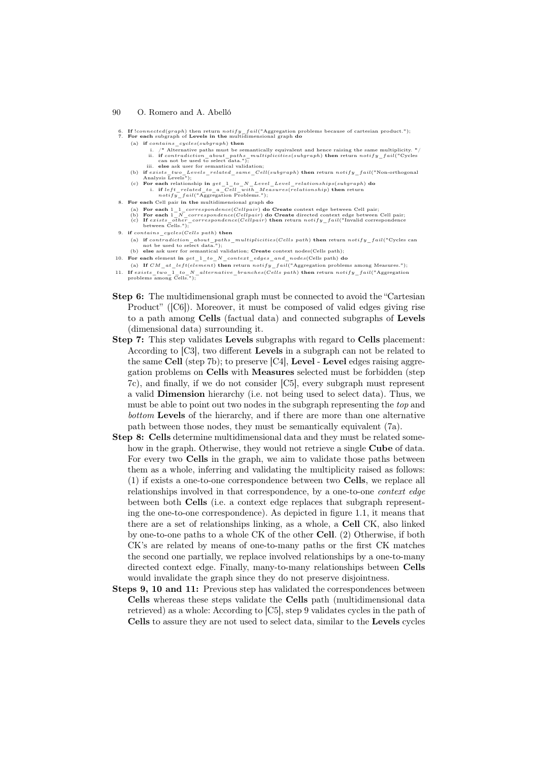6. **If** !*connected*(*graph*) then return *notify_fail*("Aggregation problems because of cartesian product.");
7. **For each** subgraph of **Levels in the** multidimensional graph **do**
   (a) **if** *contains_cycles*(*subgraph*) **then**
      i. /* Alternative paths must be semantically equivalent and hence raising the same multiplicity. */
      ii. **if** *contradiction_about_paths_multiplicities*(*subgraph*) **then** return *notify_fail*("Cycles can not be used to select data.");
      iii. **else** ask user for semantical validation;
   (b) **if** *exists_two_Levels_related_same_Cell*(*subgraph*) **then** return *notify_fail*("Non-orthogonal Analysis Levels");
   (c) **For each** relationship **in** *get_1_to_N_Level_Level_relationships*(*subgraph*) **do**
      i. **if** *left_related_to_a_Cell_with_Measures*(*relationship*) **then** return *notify_fail*("Aggregation Problems.");
8. **For each** Cell pair **in the** multidimensional graph **do**
   (a) **For each** *1_1_correspondence*(*Cellpair*) **do Create** context edge between Cell pair;
   (b) **For each** *1_N_correspondence*(*Cellpair*) **do Create** directed context edge between Cell pair;
   (c) **If** *exists_other_correspondence*(*Cellpair*) **then** return *notify_fail*("Invalid correspondence between Cells.");
9. **if** *contains_cycles*(*Cells path*) **then**
   (a) **if** *contradiction_about_paths_multiplicities*(*Cells path*) **then** return *notify_fail*("Cycles can not be used to select data.");
   (b) **else** ask user for semantical validation; **Create** context nodes(Cells path);
10. **For each** element **in** *get_1_to_N_context_edges_and_nodes*(Cells path) **do**
   (a) **If** *CM_at_left*(*element*) **then** return *notify_fail*("Aggregation problems among Measures.");
11. **If** *exists_two_1_to_N_alternative_branches*(*Cells path*) **then** return *notify_fail*("Aggregation problems among Cells.");

**Step 6:** The multidimensional graph must be connected to avoid the "Cartesian Product" ([C6]). Moreover, it must be composed of valid edges giving rise to a path among **Cells** (factual data) and connected subgraphs of **Levels** (dimensional data) surrounding it.

**Step 7:** This step validates **Levels** subgraphs with regard to **Cells** placement: According to [C3], two different **Levels** in a subgraph can not be related to the same **Cell** (step 7b); to preserve [C4], **Level** - **Level** edges raising aggregation problems on **Cells** with **Measures** selected must be forbidden (step 7c), and finally, if we do not consider [C5], every subgraph must represent a valid **Dimension** hierarchy (i.e. not being used to select data). Thus, we must be able to point out two nodes in the subgraph representing the *top* and *bottom* **Levels** of the hierarchy, and if there are more than one alternative path between those nodes, they must be semantically equivalent (7a).

**Step 8:** **Cells** determine multidimensional data and they must be related somehow in the graph. Otherwise, they would not retrieve a single **Cube** of data. For every two **Cells** in the graph, we aim to validate those paths between them as a whole, inferring and validating the multiplicity raised as follows: (1) if exists a one-to-one correspondence between two **Cells**, we replace all relationships involved in that correspondence, by a one-to-one *context edge* between both **Cells** (i.e. a context edge replaces that subgraph representing the one-to-one correspondence). As depicted in figure 1.1, it means that there are a set of relationships linking, as a whole, a **Cell** CK, also linked by one-to-one paths to a whole CK of the other **Cell**. (2) Otherwise, if both CK's are related by means of one-to-many paths or the first CK matches the second one partially, we replace involved relationships by a one-to-many directed context edge. Finally, many-to-many relationships between **Cells** would invalidate the graph since they do not preserve disjointness.

**Steps 9, 10 and 11:** Previous step has validated the correspondences between **Cells** whereas these steps validate the **Cells** path (multidimensional data retrieved) as a whole: According to [C5], step 9 validates cycles in the path of **Cells** to assure they are not used to select data, similar to the **Levels** cycles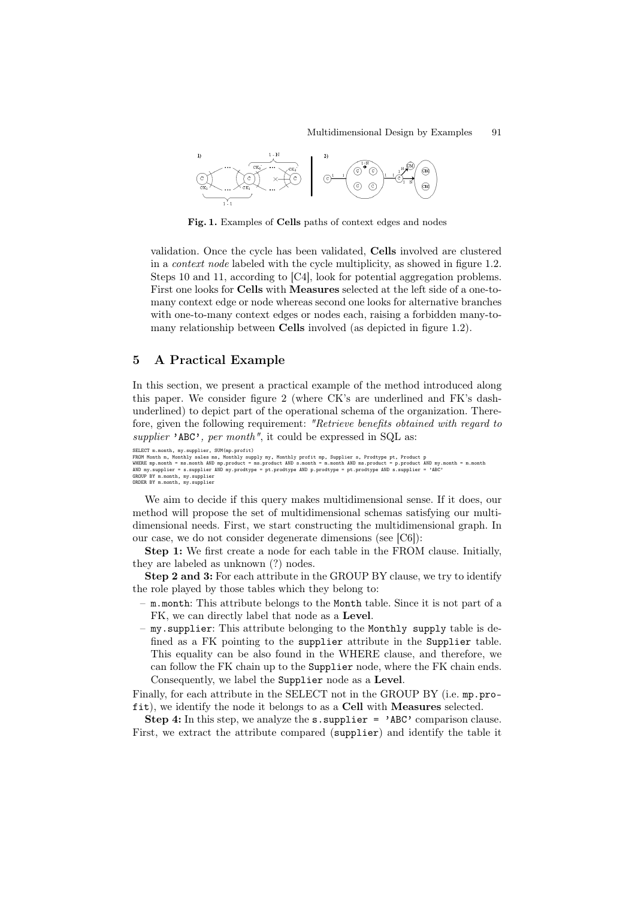Fig. 1. Examples of **Cells** paths of context edges and nodes

validation. Once the cycle has been validated, **Cells** involved are clustered in a *context node* labeled with the cycle multiplicity, as showed in figure 1.2. Steps 10 and 11, according to [C4], look for potential aggregation problems. First one looks for **Cells** with **Measures** selected at the left side of a one-to-many context edge or node whereas second one looks for alternative branches with one-to-many context edges or nodes each, raising a forbidden many-to-many relationship between **Cells** involved (as depicted in figure 1.2).

## 5 A Practical Example

In this section, we present a practical example of the method introduced along this paper. We consider figure 2 (where CK's are underlined and FK's dash-underlined) to depict part of the operational schema of the organization. Therefore, given the following requirement: *"Retrieve benefits obtained with regard to supplier* 'ABC'*, per month"*, it could be expressed in SQL as:

```
SELECT m.month, my.supplier, SUM(mp.profit)
FROM Month m, Monthly sales ms, Monthly supply my, Monthly profit mp, Supplier s, Prodtype pt, Product p
WHERE mp.month = ms.month AND mp.product = ms.product AND s.month = m.month AND ms.product = p.product AND my.month = m.month
AND my.supplier = s.supplier AND my.prodtype = pt.prodtype AND p.prodtype = pt.prodtype AND s.supplier = 'ABC'
GROUP BY m.month, my.supplier
ORDER BY m.month, my.supplier
```

We aim to decide if this query makes multidimensional sense. If it does, our method will propose the set of multidimensional schemas satisfying our multidimensional needs. First, we start constructing the multidimensional graph. In our case, we do not consider degenerate dimensions (see [C6]):

**Step 1:** We first create a node for each table in the FROM clause. Initially, they are labeled as unknown (?) nodes.

**Step 2 and 3:** For each attribute in the GROUP BY clause, we try to identify the role played by those tables which they belong to:

- m.month: This attribute belongs to the Month table. Since it is not part of a FK, we can directly label that node as a **Level**.
- my.supplier: This attribute belonging to the Monthly supply table is defined as a FK pointing to the supplier attribute in the Supplier table. This equality can be also found in the WHERE clause, and therefore, we can follow the FK chain up to the Supplier node, where the FK chain ends. Consequently, we label the Supplier node as a **Level**.

Finally, for each attribute in the SELECT not in the GROUP BY (i.e. mp.profit), we identify the node it belongs to as a **Cell** with **Measures** selected.

**Step 4:** In this step, we analyze the s.supplier = 'ABC' comparison clause. First, we extract the attribute compared (supplier) and identify the table it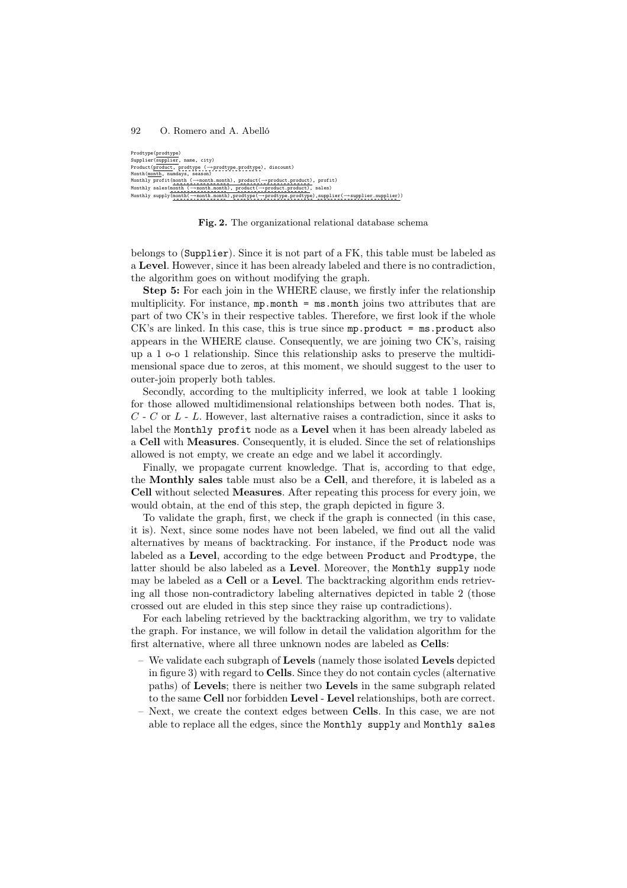```
Prodtype(prodtype)
Supplier(supplier, name, city)
Product(product, prodtype (→prodtype.prodtype), discount)
Month(month, numdays, season)
Monthly profit(month (→month.month), product(→product.product), profit)
Monthly sales(month (→month.month), product(→product.product), sales)
Monthly supply(month(→month.month),prodtype(→prodtype.prodtype),supplier(→supplier.supplier))
```

**Fig. 2.** The organizational relational database schema

belongs to (`Supplier`). Since it is not part of a FK, this table must be labeled as a **Level**. However, since it has been already labeled and there is no contradiction, the algorithm goes on without modifying the graph.

**Step 5:** For each join in the WHERE clause, we firstly infer the relationship multiplicity. For instance, `mp.month = ms.month` joins two attributes that are part of two CK's in their respective tables. Therefore, we first look if the whole CK's are linked. In this case, this is true since `mp.product = ms.product` also appears in the WHERE clause. Consequently, we are joining two CK's, raising up a 1 o-o 1 relationship. Since this relationship asks to preserve the multidimensional space due to zeros, at this moment, we should suggest to the user to outer-join properly both tables.

Secondly, according to the multiplicity inferred, we look at table 1 looking for those allowed multidimensional relationships between both nodes. That is, $C$ - $C$ or $L$ - $L$. However, last alternative raises a contradiction, since it asks to label the `Monthly profit` node as a **Level** when it has been already labeled as a **Cell** with **Measures**. Consequently, it is eluded. Since the set of relationships allowed is not empty, we create an edge and we label it accordingly.

Finally, we propagate current knowledge. That is, according to that edge, the **Monthly sales** table must also be a **Cell**, and therefore, it is labeled as a **Cell** without selected **Measures**. After repeating this process for every join, we would obtain, at the end of this step, the graph depicted in figure 3.

To validate the graph, first, we check if the graph is connected (in this case, it is). Next, since some nodes have not been labeled, we find out all the valid alternatives by means of backtracking. For instance, if the `Product` node was labeled as a **Level**, according to the edge between `Product` and `Prodtype`, the latter should be also labeled as a **Level**. Moreover, the `Monthly supply` node may be labeled as a **Cell** or a **Level**. The backtracking algorithm ends retrieving all those non-contradictory labeling alternatives depicted in table 2 (those crossed out are eluded in this step since they raise up contradictions).

For each labeling retrieved by the backtracking algorithm, we try to validate the graph. For instance, we will follow in detail the validation algorithm for the first alternative, where all three unknown nodes are labeled as **Cells**:

- We validate each subgraph of **Levels** (namely those isolated **Levels** depicted in figure 3) with regard to **Cells**. Since they do not contain cycles (alternative paths) of **Levels**; there is neither two **Levels** in the same subgraph related to the same **Cell** nor forbidden **Level** - **Level** relationships, both are correct.
- Next, we create the context edges between **Cells**. In this case, we are not able to replace all the edges, since the `Monthly supply` and `Monthly sales`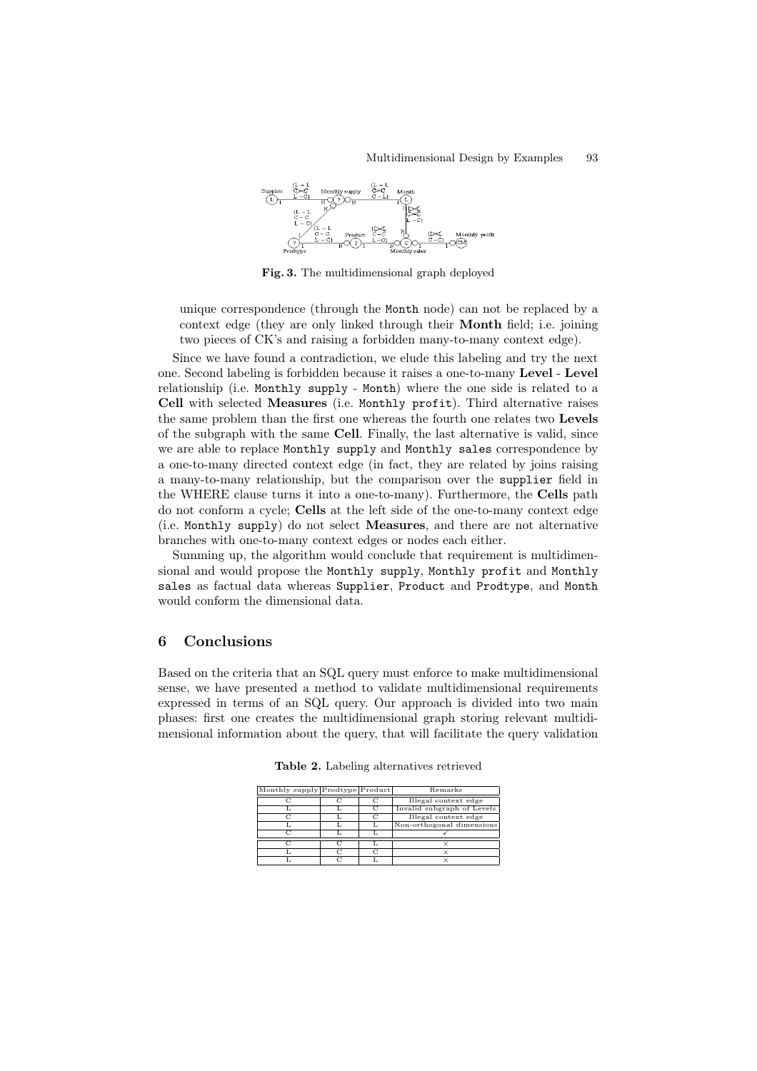Supplier

Monthly supply

Month

Monthly profit

Product

Prodtype

Monthly sales

Fig. 3. The multidimensional graph deployed

unique correspondence (through the Month node) can not be replaced by a context edge (they are only linked through their **Month** field; i.e. joining two pieces of CK's and raising a forbidden many-to-many context edge).

Since we have found a contradiction, we elude this labeling and try the next one. Second labeling is forbidden because it raises a one-to-many **Level** - **Level** relationship (i.e. Monthly supply - Month) where the one side is related to a **Cell** with selected **Measures** (i.e. Monthly profit). Third alternative raises the same problem than the first one whereas the fourth one relates two **Levels** of the subgraph with the same **Cell**. Finally, the last alternative is valid, since we are able to replace Monthly supply and Monthly sales correspondence by a one-to-many directed context edge (in fact, they are related by joins raising a many-to-many relationship, but the comparison over the supplier field in the WHERE clause turns it into a one-to-many). Furthermore, the **Cells** path do not conform a cycle; **Cells** at the left side of the one-to-many context edge (i.e. Monthly supply) do not select **Measures**, and there are not alternative branches with one-to-many context edges or nodes each either.

Summing up, the algorithm would conclude that requirement is multidimensional and would propose the Monthly supply, Monthly profit and Monthly sales as factual data whereas Supplier, Product and Prodtype, and Month would conform the dimensional data.

## 6 Conclusions

Based on the criteria that an SQL query must enforce to make multidimensional sense, we have presented a method to validate multidimensional requirements expressed in terms of an SQL query. Our approach is divided into two main phases: first one creates the multidimensional graph storing relevant multidimensional information about the query, that will facilitate the query validation

**Table 2.** Labeling alternatives retrieved

| Monthly supply | Prodtype | Product | Remarks |
|---|---|---|---|
| C | C | C | Illegal context edge |
| L | L | C | Invalid subgraph of Levels |
| C | L | C | Illegal context edge |
| L | L | L | Non-orthogonal dimensions |
| C | L | L | ✓ |
| C | C | L | × |
| L | C | C | × |
| L | C | L | × |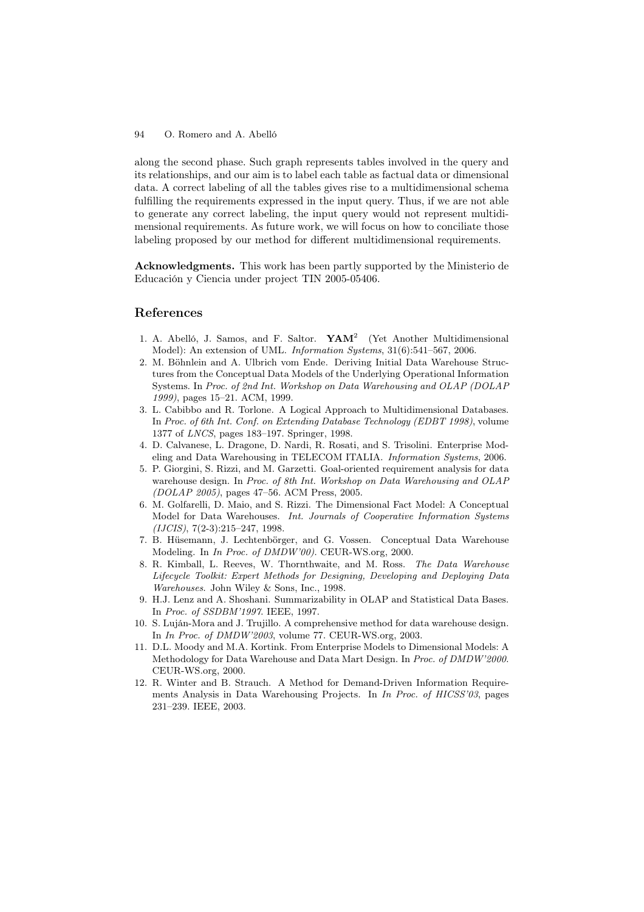along the second phase. Such graph represents tables involved in the query and its relationships, and our aim is to label each table as factual data or dimensional data. A correct labeling of all the tables gives rise to a multidimensional schema fulfilling the requirements expressed in the input query. Thus, if we are not able to generate any correct labeling, the input query would not represent multidimensional requirements. As future work, we will focus on how to conciliate those labeling proposed by our method for different multidimensional requirements.

**Acknowledgments.** This work has been partly supported by the Ministerio de Educación y Ciencia under project TIN 2005-05406.

## References

1. A. Abelló, J. Samos, and F. Saltor. **YAM**$^2$ (Yet Another Multidimensional Model): An extension of UML. *Information Systems*, 31(6):541–567, 2006.
2. M. Böhnlein and A. Ulbrich vom Ende. Deriving Initial Data Warehouse Structures from the Conceptual Data Models of the Underlying Operational Information Systems. In *Proc. of 2nd Int. Workshop on Data Warehousing and OLAP (DOLAP 1999)*, pages 15–21. ACM, 1999.
3. L. Cabibbo and R. Torlone. A Logical Approach to Multidimensional Databases. In *Proc. of 6th Int. Conf. on Extending Database Technology (EDBT 1998)*, volume 1377 of *LNCS*, pages 183–197. Springer, 1998.
4. D. Calvanese, L. Dragone, D. Nardi, R. Rosati, and S. Trisolini. Enterprise Modeling and Data Warehousing in TELECOM ITALIA. *Information Systems*, 2006.
5. P. Giorgini, S. Rizzi, and M. Garzetti. Goal-oriented requirement analysis for data warehouse design. In *Proc. of 8th Int. Workshop on Data Warehousing and OLAP (DOLAP 2005)*, pages 47–56. ACM Press, 2005.
6. M. Golfarelli, D. Maio, and S. Rizzi. The Dimensional Fact Model: A Conceptual Model for Data Warehouses. *Int. Journals of Cooperative Information Systems (IJCIS)*, 7(2-3):215–247, 1998.
7. B. Hüsemann, J. Lechtenbörger, and G. Vossen. Conceptual Data Warehouse Modeling. In *In Proc. of DMDW'00)*. CEUR-WS.org, 2000.
8. R. Kimball, L. Reeves, W. Thornthwaite, and M. Ross. *The Data Warehouse Lifecycle Toolkit: Expert Methods for Designing, Developing and Deploying Data Warehouses*. John Wiley & Sons, Inc., 1998.
9. H.J. Lenz and A. Shoshani. Summarizability in OLAP and Statistical Data Bases. In *Proc. of SSDBM'1997*. IEEE, 1997.
10. S. Luján-Mora and J. Trujillo. A comprehensive method for data warehouse design. In *In Proc. of DMDW'2003*, volume 77. CEUR-WS.org, 2003.
11. D.L. Moody and M.A. Kortink. From Enterprise Models to Dimensional Models: A Methodology for Data Warehouse and Data Mart Design. In *Proc. of DMDW'2000*. CEUR-WS.org, 2000.
12. R. Winter and B. Strauch. A Method for Demand-Driven Information Requirements Analysis in Data Warehousing Projects. In *In Proc. of HICSS'03*, pages 231–239. IEEE, 2003.